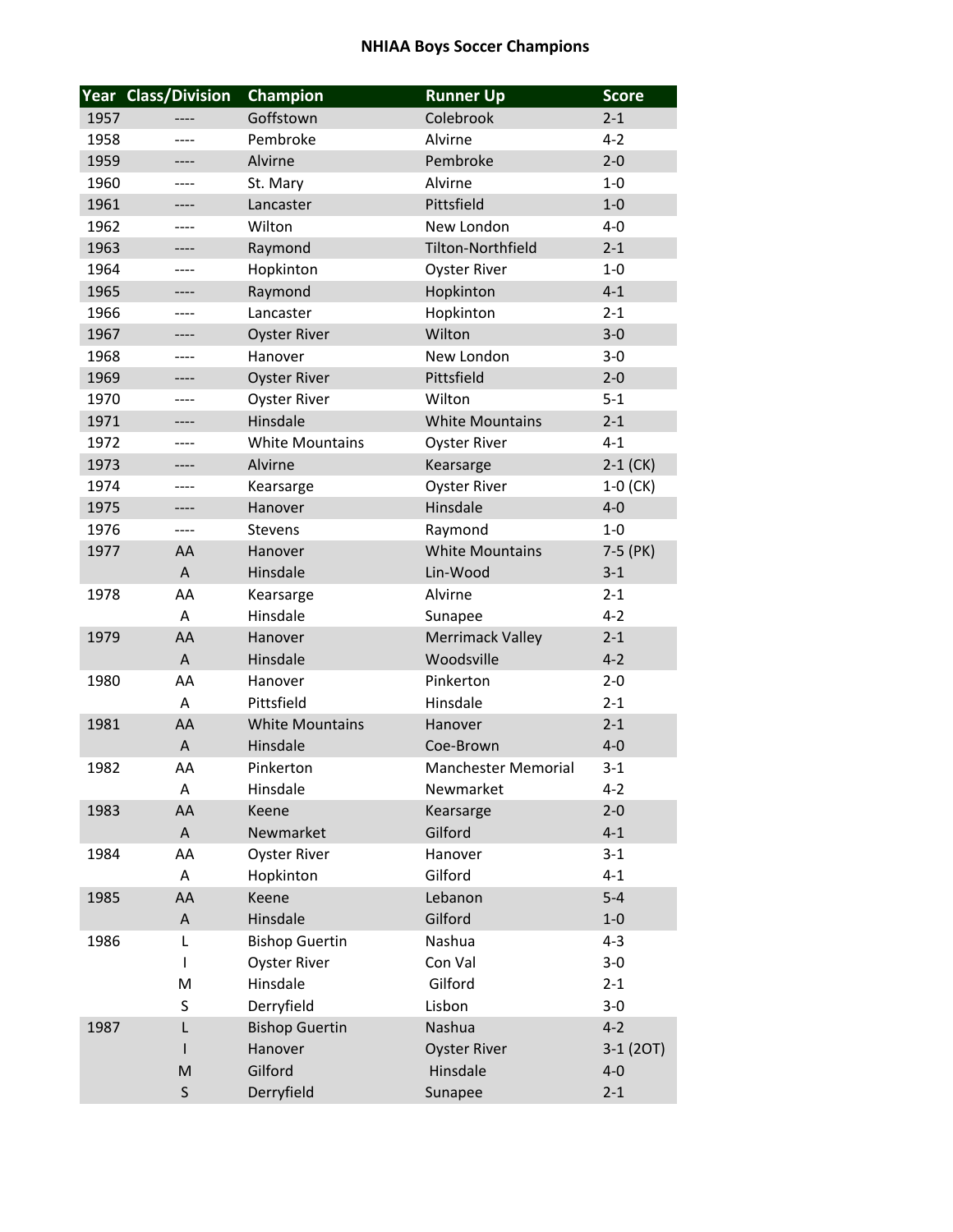# NHIAA Boys Soccer Champions

| Year | Class/Division | Champion | Runner Up | Score |
|---|---|---|---|---|
| 1957 | ---- | Goffstown | Colebrook | 2-1 |
| 1958 | ---- | Pembroke | Alvirne | 4-2 |
| 1959 | ---- | Alvirne | Pembroke | 2-0 |
| 1960 | ---- | St. Mary | Alvirne | 1-0 |
| 1961 | ---- | Lancaster | Pittsfield | 1-0 |
| 1962 | ---- | Wilton | New London | 4-0 |
| 1963 | ---- | Raymond | Tilton-Northfield | 2-1 |
| 1964 | ---- | Hopkinton | Oyster River | 1-0 |
| 1965 | ---- | Raymond | Hopkinton | 4-1 |
| 1966 | ---- | Lancaster | Hopkinton | 2-1 |
| 1967 | ---- | Oyster River | Wilton | 3-0 |
| 1968 | ---- | Hanover | New London | 3-0 |
| 1969 | ---- | Oyster River | Pittsfield | 2-0 |
| 1970 | ---- | Oyster River | Wilton | 5-1 |
| 1971 | ---- | Hinsdale | White Mountains | 2-1 |
| 1972 | ---- | White Mountains | Oyster River | 4-1 |
| 1973 | ---- | Alvirne | Kearsarge | 2-1 (CK) |
| 1974 | ---- | Kearsarge | Oyster River | 1-0 (CK) |
| 1975 | ---- | Hanover | Hinsdale | 4-0 |
| 1976 | ---- | Stevens | Raymond | 1-0 |
| 1977 | AA | Hanover | White Mountains | 7-5 (PK) |
| | A | Hinsdale | Lin-Wood | 3-1 |
| 1978 | AA | Kearsarge | Alvirne | 2-1 |
| | A | Hinsdale | Sunapee | 4-2 |
| 1979 | AA | Hanover | Merrimack Valley | 2-1 |
| | A | Hinsdale | Woodsville | 4-2 |
| 1980 | AA | Hanover | Pinkerton | 2-0 |
| | A | Pittsfield | Hinsdale | 2-1 |
| 1981 | AA | White Mountains | Hanover | 2-1 |
| | A | Hinsdale | Coe-Brown | 4-0 |
| 1982 | AA | Pinkerton | Manchester Memorial | 3-1 |
| | A | Hinsdale | Newmarket | 4-2 |
| 1983 | AA | Keene | Kearsarge | 2-0 |
| | A | Newmarket | Gilford | 4-1 |
| 1984 | AA | Oyster River | Hanover | 3-1 |
| | A | Hopkinton | Gilford | 4-1 |
| 1985 | AA | Keene | Lebanon | 5-4 |
| | A | Hinsdale | Gilford | 1-0 |
| 1986 | L | Bishop Guertin | Nashua | 4-3 |
| | I | Oyster River | Con Val | 3-0 |
| | M | Hinsdale | Gilford | 2-1 |
| | S | Derryfield | Lisbon | 3-0 |
| 1987 | L | Bishop Guertin | Nashua | 4-2 |
| | I | Hanover | Oyster River | 3-1 (2OT) |
| | M | Gilford | Hinsdale | 4-0 |
| | S | Derryfield | Sunapee | 2-1 |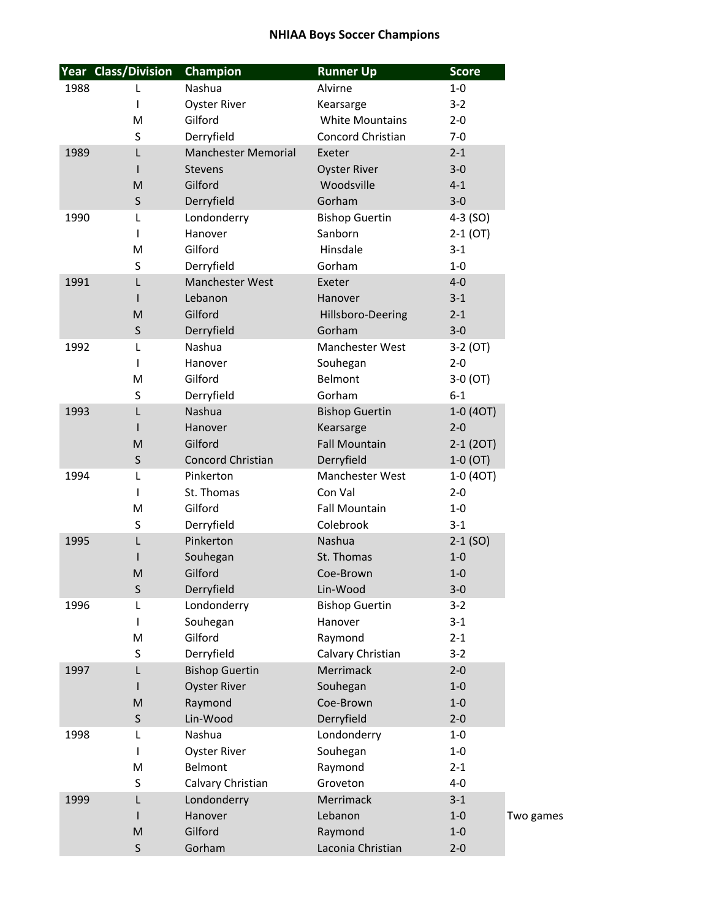# NHIAA Boys Soccer Champions

| Year | Class/Division | Champion | Runner Up | Score | |
|---|---|---|---|---|---|
| 1988 | L | Nashua | Alvirne | 1-0 | |
| | I | Oyster River | Kearsarge | 3-2 | |
| | M | Gilford | White Mountains | 2-0 | |
| | S | Derryfield | Concord Christian | 7-0 | |
| 1989 | L | Manchester Memorial | Exeter | 2-1 | |
| | I | Stevens | Oyster River | 3-0 | |
| | M | Gilford | Woodsville | 4-1 | |
| | S | Derryfield | Gorham | 3-0 | |
| 1990 | L | Londonderry | Bishop Guertin | 4-3 (SO) | |
| | I | Hanover | Sanborn | 2-1 (OT) | |
| | M | Gilford | Hinsdale | 3-1 | |
| | S | Derryfield | Gorham | 1-0 | |
| 1991 | L | Manchester West | Exeter | 4-0 | |
| | I | Lebanon | Hanover | 3-1 | |
| | M | Gilford | Hillsboro-Deering | 2-1 | |
| | S | Derryfield | Gorham | 3-0 | |
| 1992 | L | Nashua | Manchester West | 3-2 (OT) | |
| | I | Hanover | Souhegan | 2-0 | |
| | M | Gilford | Belmont | 3-0 (OT) | |
| | S | Derryfield | Gorham | 6-1 | |
| 1993 | L | Nashua | Bishop Guertin | 1-0 (4OT) | |
| | I | Hanover | Kearsarge | 2-0 | |
| | M | Gilford | Fall Mountain | 2-1 (2OT) | |
| | S | Concord Christian | Derryfield | 1-0 (OT) | |
| 1994 | L | Pinkerton | Manchester West | 1-0 (4OT) | |
| | I | St. Thomas | Con Val | 2-0 | |
| | M | Gilford | Fall Mountain | 1-0 | |
| | S | Derryfield | Colebrook | 3-1 | |
| 1995 | L | Pinkerton | Nashua | 2-1 (SO) | |
| | I | Souhegan | St. Thomas | 1-0 | |
| | M | Gilford | Coe-Brown | 1-0 | |
| | S | Derryfield | Lin-Wood | 3-0 | |
| 1996 | L | Londonderry | Bishop Guertin | 3-2 | |
| | I | Souhegan | Hanover | 3-1 | |
| | M | Gilford | Raymond | 2-1 | |
| | S | Derryfield | Calvary Christian | 3-2 | |
| 1997 | L | Bishop Guertin | Merrimack | 2-0 | |
| | I | Oyster River | Souhegan | 1-0 | |
| | M | Raymond | Coe-Brown | 1-0 | |
| | S | Lin-Wood | Derryfield | 2-0 | |
| 1998 | L | Nashua | Londonderry | 1-0 | |
| | I | Oyster River | Souhegan | 1-0 | |
| | M | Belmont | Raymond | 2-1 | |
| | S | Calvary Christian | Groveton | 4-0 | |
| 1999 | L | Londonderry | Merrimack | 3-1 | |
| | I | Hanover | Lebanon | 1-0 | Two games |
| | M | Gilford | Raymond | 1-0 | |
| | S | Gorham | Laconia Christian | 2-0 | |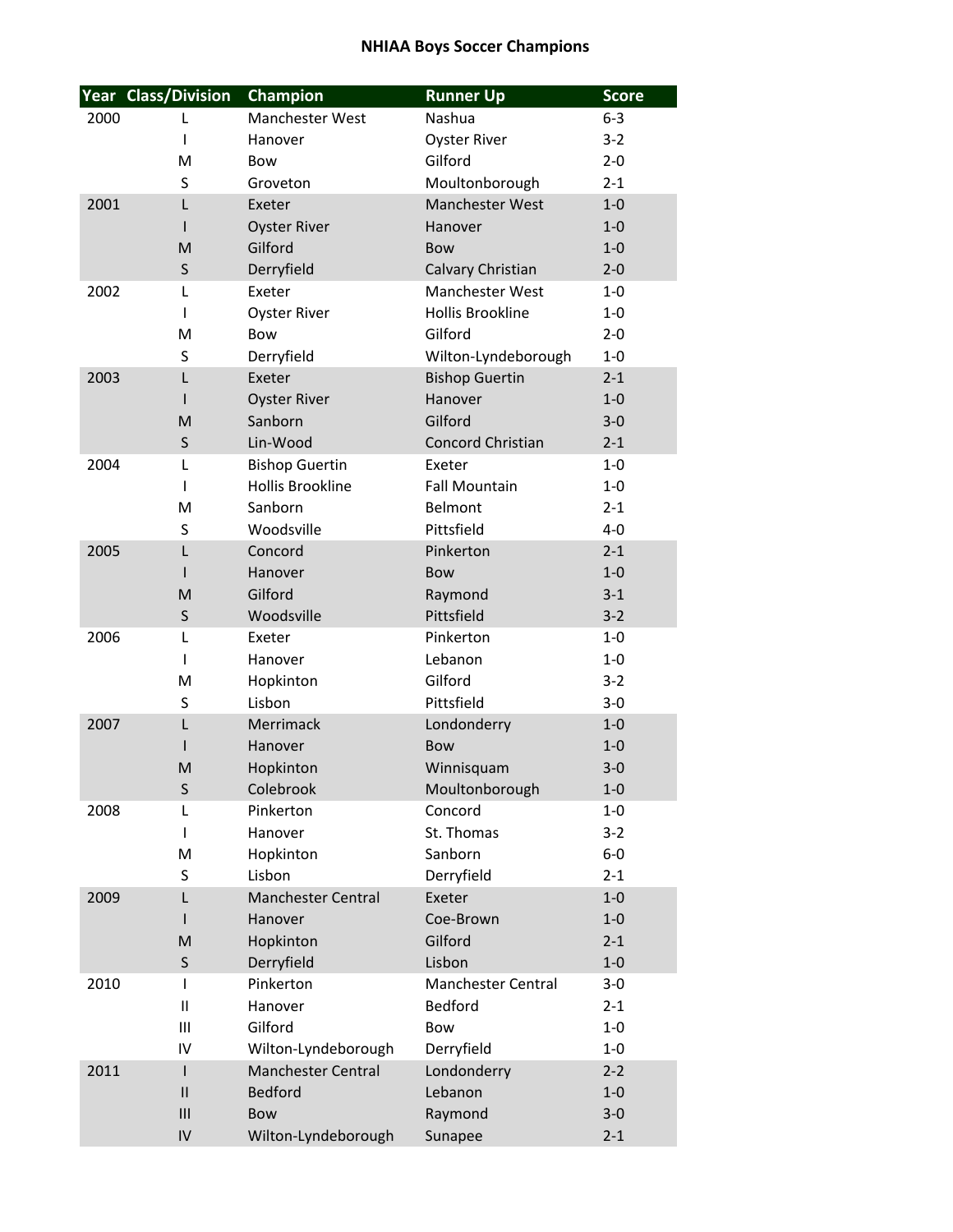# NHIAA Boys Soccer Champions

| Year | Class/Division | Champion | Runner Up | Score |
|---|---|---|---|---|
| 2000 | L | Manchester West | Nashua | 6-3 |
| | I | Hanover | Oyster River | 3-2 |
| | M | Bow | Gilford | 2-0 |
| | S | Groveton | Moultonborough | 2-1 |
| 2001 | L | Exeter | Manchester West | 1-0 |
| | I | Oyster River | Hanover | 1-0 |
| | M | Gilford | Bow | 1-0 |
| | S | Derryfield | Calvary Christian | 2-0 |
| 2002 | L | Exeter | Manchester West | 1-0 |
| | I | Oyster River | Hollis Brookline | 1-0 |
| | M | Bow | Gilford | 2-0 |
| | S | Derryfield | Wilton-Lyndeborough | 1-0 |
| 2003 | L | Exeter | Bishop Guertin | 2-1 |
| | I | Oyster River | Hanover | 1-0 |
| | M | Sanborn | Gilford | 3-0 |
| | S | Lin-Wood | Concord Christian | 2-1 |
| 2004 | L | Bishop Guertin | Exeter | 1-0 |
| | I | Hollis Brookline | Fall Mountain | 1-0 |
| | M | Sanborn | Belmont | 2-1 |
| | S | Woodsville | Pittsfield | 4-0 |
| 2005 | L | Concord | Pinkerton | 2-1 |
| | I | Hanover | Bow | 1-0 |
| | M | Gilford | Raymond | 3-1 |
| | S | Woodsville | Pittsfield | 3-2 |
| 2006 | L | Exeter | Pinkerton | 1-0 |
| | I | Hanover | Lebanon | 1-0 |
| | M | Hopkinton | Gilford | 3-2 |
| | S | Lisbon | Pittsfield | 3-0 |
| 2007 | L | Merrimack | Londonderry | 1-0 |
| | I | Hanover | Bow | 1-0 |
| | M | Hopkinton | Winnisquam | 3-0 |
| | S | Colebrook | Moultonborough | 1-0 |
| 2008 | L | Pinkerton | Concord | 1-0 |
| | I | Hanover | St. Thomas | 3-2 |
| | M | Hopkinton | Sanborn | 6-0 |
| | S | Lisbon | Derryfield | 2-1 |
| 2009 | L | Manchester Central | Exeter | 1-0 |
| | I | Hanover | Coe-Brown | 1-0 |
| | M | Hopkinton | Gilford | 2-1 |
| | S | Derryfield | Lisbon | 1-0 |
| 2010 | I | Pinkerton | Manchester Central | 3-0 |
| | II | Hanover | Bedford | 2-1 |
| | III | Gilford | Bow | 1-0 |
| | IV | Wilton-Lyndeborough | Derryfield | 1-0 |
| 2011 | I | Manchester Central | Londonderry | 2-2 |
| | II | Bedford | Lebanon | 1-0 |
| | III | Bow | Raymond | 3-0 |
| | IV | Wilton-Lyndeborough | Sunapee | 2-1 |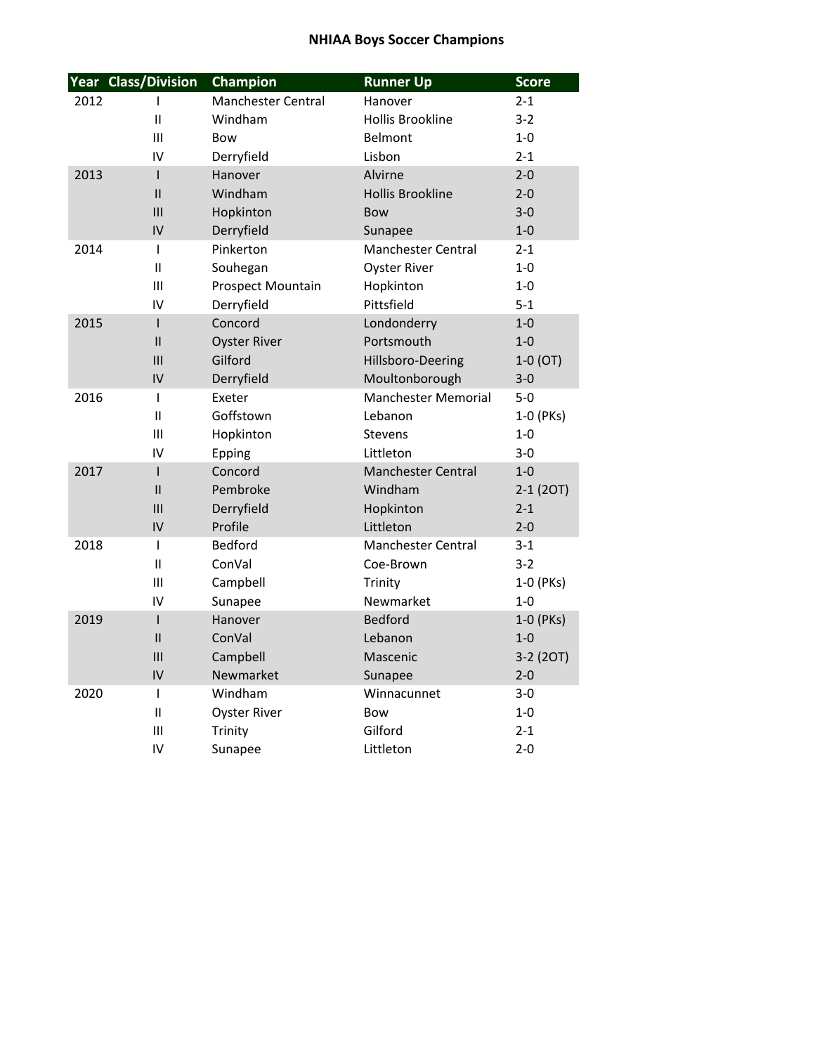**NHIAA Boys Soccer Champions**

| Year | Class/Division | Champion | Runner Up | Score |
|---|---|---|---|---|
| 2012 | I | Manchester Central | Hanover | 2-1 |
| | II | Windham | Hollis Brookline | 3-2 |
| | III | Bow | Belmont | 1-0 |
| | IV | Derryfield | Lisbon | 2-1 |
| 2013 | I | Hanover | Alvirne | 2-0 |
| | II | Windham | Hollis Brookline | 2-0 |
| | III | Hopkinton | Bow | 3-0 |
| | IV | Derryfield | Sunapee | 1-0 |
| 2014 | I | Pinkerton | Manchester Central | 2-1 |
| | II | Souhegan | Oyster River | 1-0 |
| | III | Prospect Mountain | Hopkinton | 1-0 |
| | IV | Derryfield | Pittsfield | 5-1 |
| 2015 | I | Concord | Londonderry | 1-0 |
| | II | Oyster River | Portsmouth | 1-0 |
| | III | Gilford | Hillsboro-Deering | 1-0 (OT) |
| | IV | Derryfield | Moultonborough | 3-0 |
| 2016 | I | Exeter | Manchester Memorial | 5-0 |
| | II | Goffstown | Lebanon | 1-0 (PKs) |
| | III | Hopkinton | Stevens | 1-0 |
| | IV | Epping | Littleton | 3-0 |
| 2017 | I | Concord | Manchester Central | 1-0 |
| | II | Pembroke | Windham | 2-1 (2OT) |
| | III | Derryfield | Hopkinton | 2-1 |
| | IV | Profile | Littleton | 2-0 |
| 2018 | I | Bedford | Manchester Central | 3-1 |
| | II | ConVal | Coe-Brown | 3-2 |
| | III | Campbell | Trinity | 1-0 (PKs) |
| | IV | Sunapee | Newmarket | 1-0 |
| 2019 | I | Hanover | Bedford | 1-0 (PKs) |
| | II | ConVal | Lebanon | 1-0 |
| | III | Campbell | Mascenic | 3-2 (2OT) |
| | IV | Newmarket | Sunapee | 2-0 |
| 2020 | I | Windham | Winnacunnet | 3-0 |
| | II | Oyster River | Bow | 1-0 |
| | III | Trinity | Gilford | 2-1 |
| | IV | Sunapee | Littleton | 2-0 |